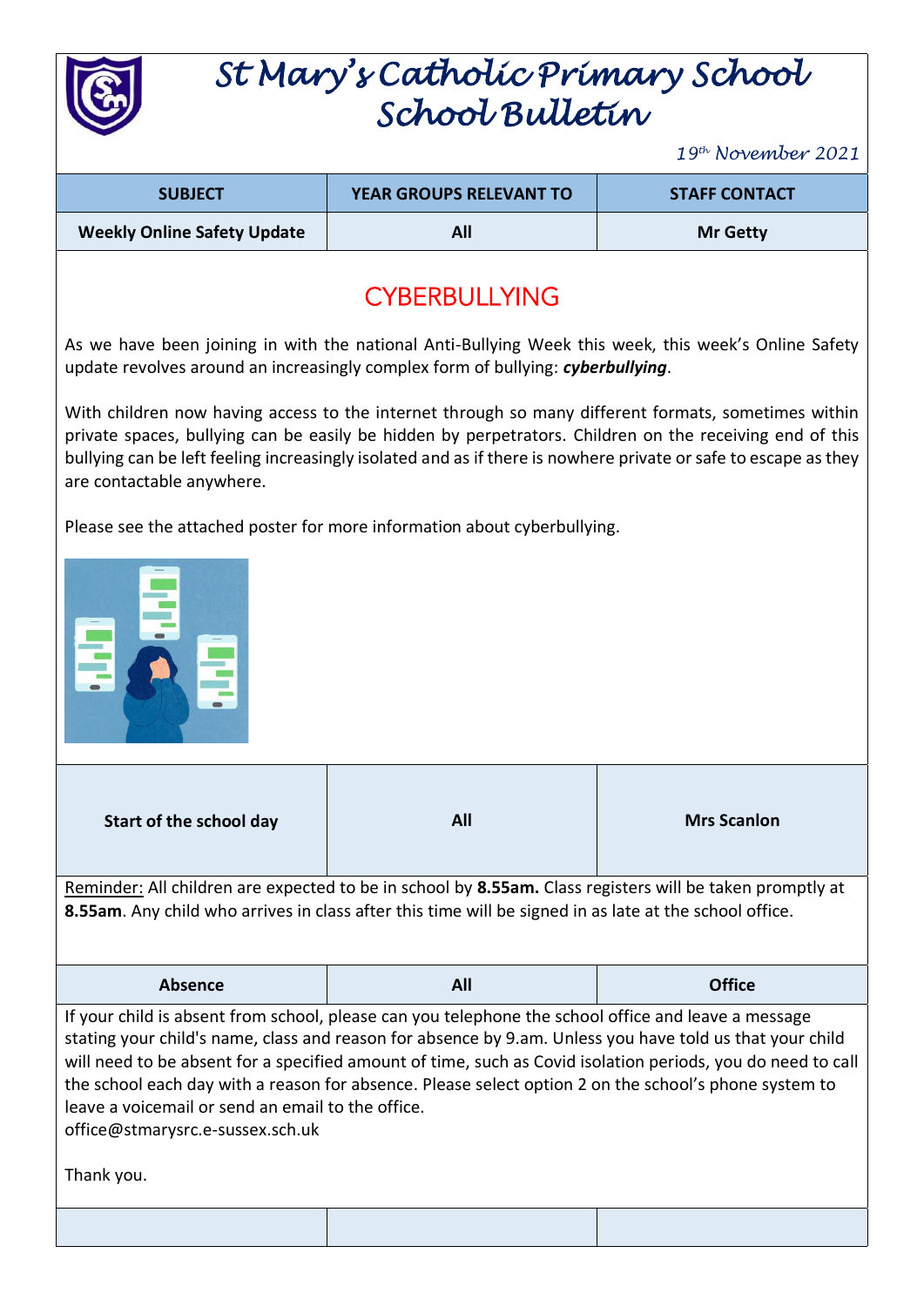# St Mary's Catholic Primary School
## School Bulletin

*19th November 2021*

| SUBJECT | YEAR GROUPS RELEVANT TO | STAFF CONTACT |
|---|---|---|
| **Weekly Online Safety Update** | **All** | **Mr Getty** |

## CYBERBULLYING

As we have been joining in with the national Anti-Bullying Week this week, this week's Online Safety update revolves around an increasingly complex form of bullying: ***cyberbullying***.

With children now having access to the internet through so many different formats, sometimes within private spaces, bullying can be easily be hidden by perpetrators. Children on the receiving end of this bullying can be left feeling increasingly isolated and as if there is nowhere private or safe to escape as they are contactable anywhere.

Please see the attached poster for more information about cyberbullying.

| | | |
|---|---|---|
| **Start of the school day** | **All** | **Mrs Scanlon** |

Reminder: All children are expected to be in school by **8.55am.** Class registers will be taken promptly at **8.55am**. Any child who arrives in class after this time will be signed in as late at the school office.

| | | |
|---|---|---|
| **Absence** | **All** | **Office** |

If your child is absent from school, please can you telephone the school office and leave a message stating your child's name, class and reason for absence by 9.am. Unless you have told us that your child will need to be absent for a specified amount of time, such as Covid isolation periods, you do need to call the school each day with a reason for absence. Please select option 2 on the school's phone system to leave a voicemail or send an email to the office.
office@stmarysrc.e-sussex.sch.uk

Thank you.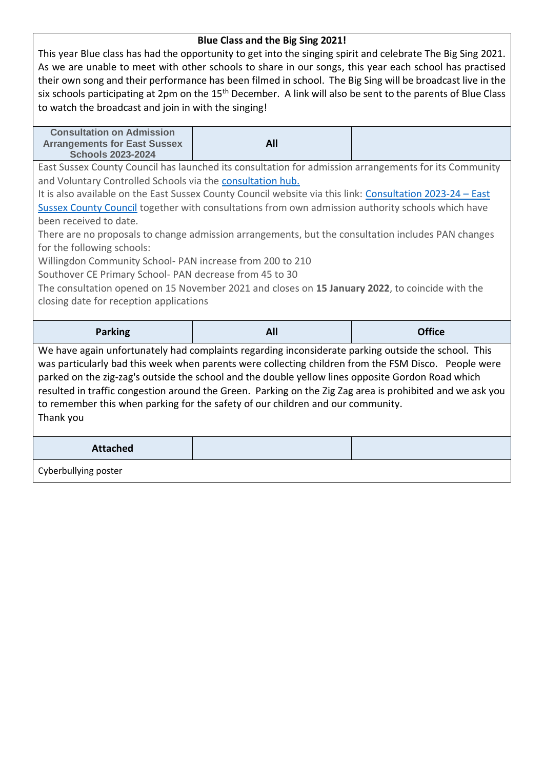**Blue Class and the Big Sing 2021!**

This year Blue class has had the opportunity to get into the singing spirit and celebrate The Big Sing 2021. As we are unable to meet with other schools to share in our songs, this year each school has practised their own song and their performance has been filmed in school. The Big Sing will be broadcast live in the six schools participating at 2pm on the 15th December. A link will also be sent to the parents of Blue Class to watch the broadcast and join in with the singing!

| Consultation on Admission Arrangements for East Sussex Schools 2023-2024 | All | |
|---|---|---|

East Sussex County Council has launched its consultation for admission arrangements for its Community and Voluntary Controlled Schools via the consultation hub.

It is also available on the East Sussex County Council website via this link: Consultation 2023-24 – East Sussex County Council together with consultations from own admission authority schools which have been received to date.

There are no proposals to change admission arrangements, but the consultation includes PAN changes for the following schools:

Willingdon Community School- PAN increase from 200 to 210

Southover CE Primary School- PAN decrease from 45 to 30

The consultation opened on 15 November 2021 and closes on **15 January 2022**, to coincide with the closing date for reception applications

| Parking | All | Office |
|---|---|---|

We have again unfortunately had complaints regarding inconsiderate parking outside the school. This was particularly bad this week when parents were collecting children from the FSM Disco. People were parked on the zig-zag's outside the school and the double yellow lines opposite Gordon Road which resulted in traffic congestion around the Green. Parking on the Zig Zag area is prohibited and we ask you to remember this when parking for the safety of our children and our community.

Thank you

| Attached | | |
|---|---|---|

Cyberbullying poster